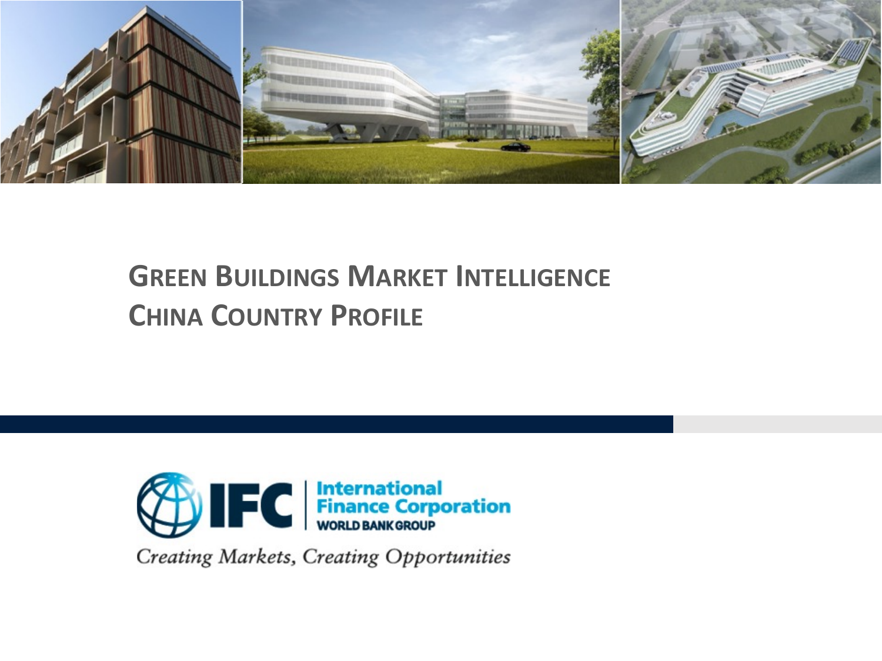# Green Buildings Market Intelligence

# China Country Profile

International Finance Corporation
WORLD BANK GROUP

*Creating Markets, Creating Opportunities*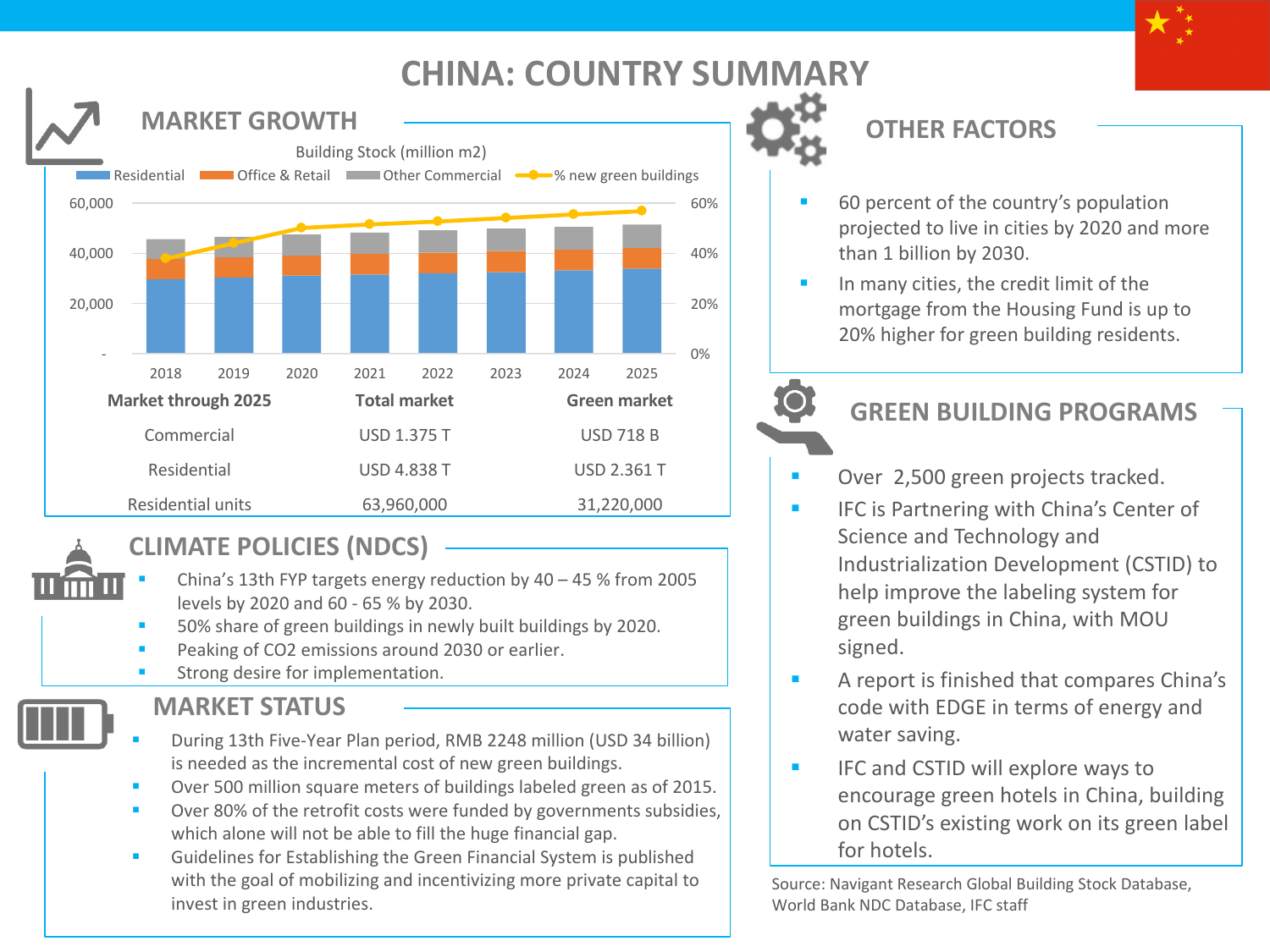# CHINA: COUNTRY SUMMARY

## MARKET GROWTH

Building Stock (million m2)

Residential | Office & Retail | Other Commercial | % new green buildings

| Market through 2025 | Total market | Green market |
|---|---|---|
| Commercial | USD 1.375 T | USD 718 B |
| Residential | USD 4.838 T | USD 2.361 T |
| Residential units | 63,960,000 | 31,220,000 |

## CLIMATE POLICIES (NDCS)

- China's 13th FYP targets energy reduction by 40 – 45 % from 2005 levels by 2020 and 60 - 65 % by 2030.
- 50% share of green buildings in newly built buildings by 2020.
- Peaking of CO2 emissions around 2030 or earlier.
- Strong desire for implementation.

## MARKET STATUS

- During 13th Five-Year Plan period, RMB 2248 million (USD 34 billion) is needed as the incremental cost of new green buildings.
- Over 500 million square meters of buildings labeled green as of 2015.
- Over 80% of the retrofit costs were funded by governments subsidies, which alone will not be able to fill the huge financial gap.
- Guidelines for Establishing the Green Financial System is published with the goal of mobilizing and incentivizing more private capital to invest in green industries.

## OTHER FACTORS

- 60 percent of the country's population projected to live in cities by 2020 and more than 1 billion by 2030.
- In many cities, the credit limit of the mortgage from the Housing Fund is up to 20% higher for green building residents.

## GREEN BUILDING PROGRAMS

- Over 2,500 green projects tracked.
- IFC is Partnering with China's Center of Science and Technology and Industrialization Development (CSTID) to help improve the labeling system for green buildings in China, with MOU signed.
- A report is finished that compares China's code with EDGE in terms of energy and water saving.
- IFC and CSTID will explore ways to encourage green hotels in China, building on CSTID's existing work on its green label for hotels.

Source: Navigant Research Global Building Stock Database, World Bank NDC Database, IFC staff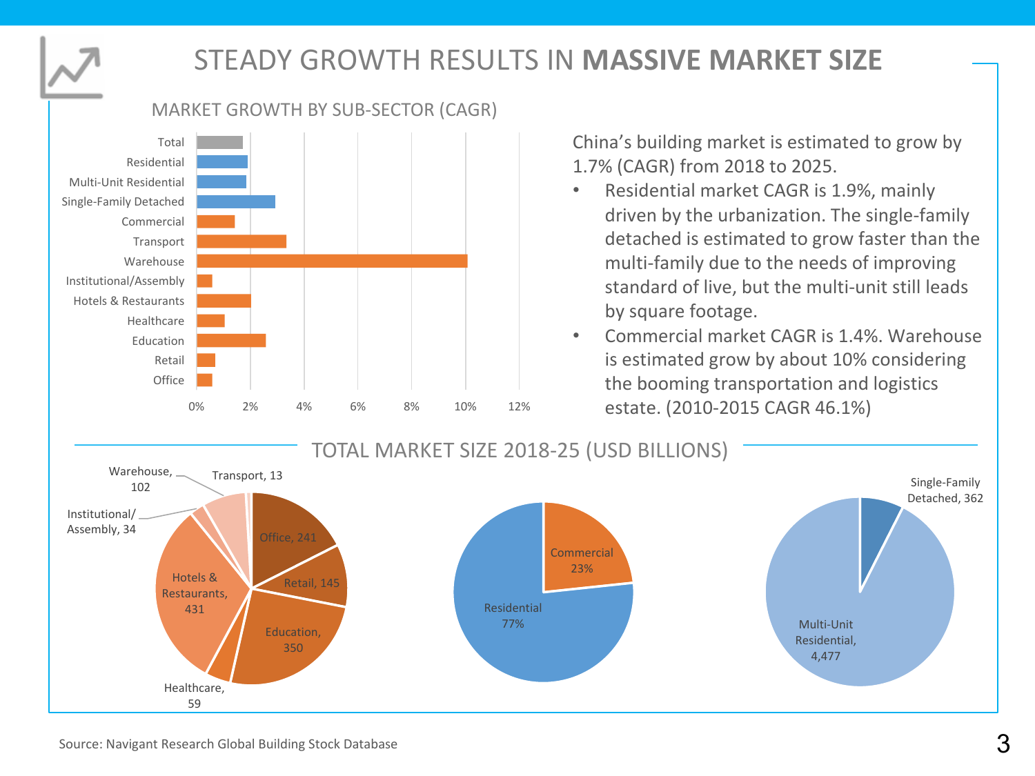# STEADY GROWTH RESULTS IN **MASSIVE MARKET SIZE**

## MARKET GROWTH BY SUB-SECTOR (CAGR)

| Sub-sector | CAGR |
|---|---|
| Total | |
| Residential | |
| Multi-Unit Residential | |
| Single-Family Detached | |
| Commercial | |
| Transport | |
| Warehouse | |
| Institutional/Assembly | |
| Hotels & Restaurants | |
| Healthcare | |
| Education | |
| Retail | |
| Office | |

China's building market is estimated to grow by 1.7% (CAGR) from 2018 to 2025.

- Residential market CAGR is 1.9%, mainly driven by the urbanization. The single-family detached is estimated to grow faster than the multi-family due to the needs of improving standard of live, but the multi-unit still leads by square footage.
- Commercial market CAGR is 1.4%. Warehouse is estimated grow by about 10% considering the booming transportation and logistics estate. (2010-2015 CAGR 46.1%)

## TOTAL MARKET SIZE 2018-25 (USD BILLIONS)

| Commercial sub-sector | Market size |
|---|---|
| Office | 241 |
| Retail | 145 |
| Education | 350 |
| Healthcare | 59 |
| Hotels & Restaurants | 431 |
| Institutional/Assembly | 34 |
| Warehouse | 102 |
| Transport | 13 |

| Sector | Share |
|---|---|
| Commercial | 23% |
| Residential | 77% |

| Residential sub-sector | Market size |
|---|---|
| Single-Family Detached | 362 |
| Multi-Unit Residential | 4,477 |

Source: Navigant Research Global Building Stock Database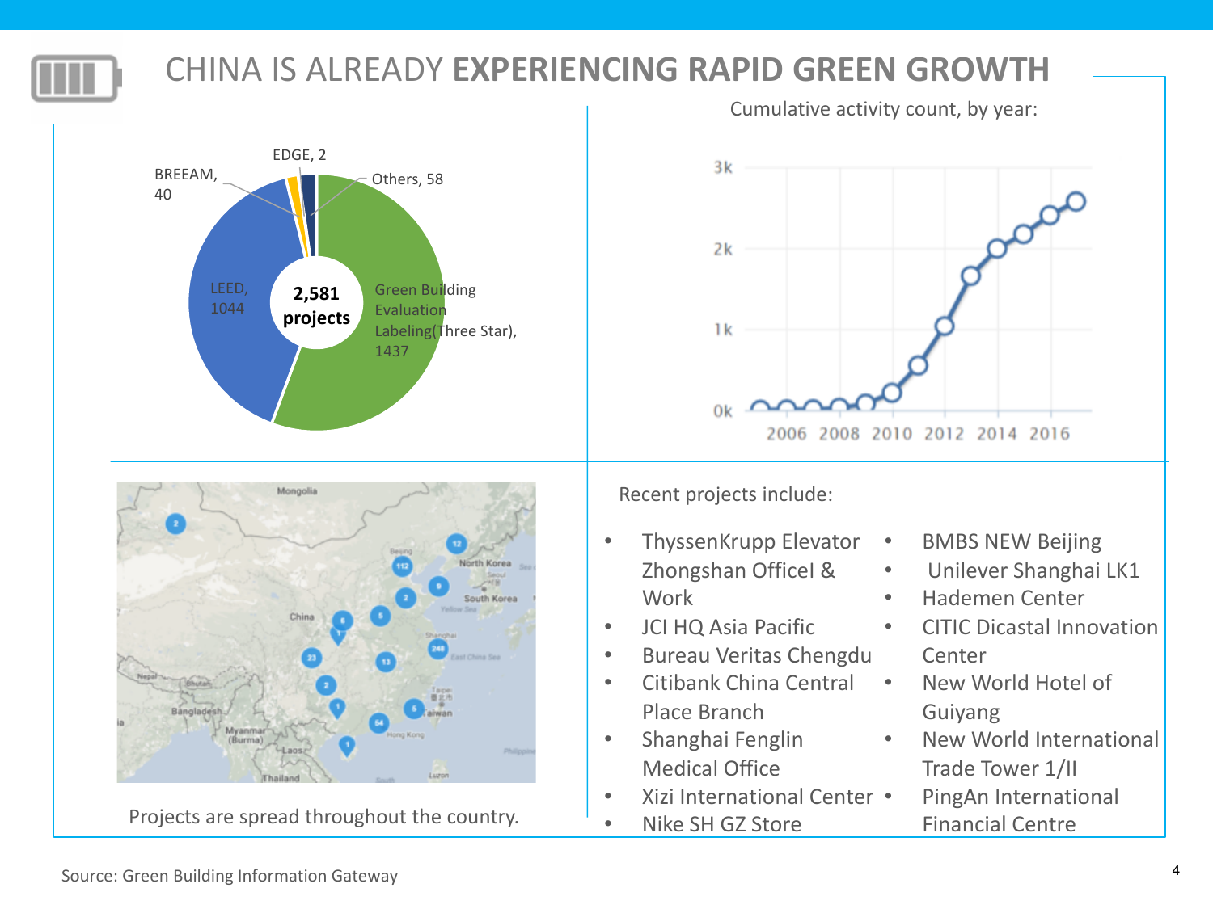# CHINA IS ALREADY **EXPERIENCING RAPID GREEN GROWTH**

EDGE, 2

BREEAM, 40

Others, 58

LEED, 1044

**2,581 projects**

Green Building Evaluation Labeling(Three Star), 1437

Cumulative activity count, by year:

Projects are spread throughout the country.

Recent projects include:

- ThyssenKrupp Elevator Zhongshan OfficeI & Work
- JCI HQ Asia Pacific
- Bureau Veritas Chengdu
- Citibank China Central Place Branch
- Shanghai Fenglin Medical Office
- Xizi International Center
- Nike SH GZ Store
- BMBS NEW Beijing
- Unilever Shanghai LK1
- Hademen Center
- CITIC Dicastal Innovation Center
- New World Hotel of Guiyang
- New World International Trade Tower 1/II
- PingAn International Financial Centre

Source: Green Building Information Gateway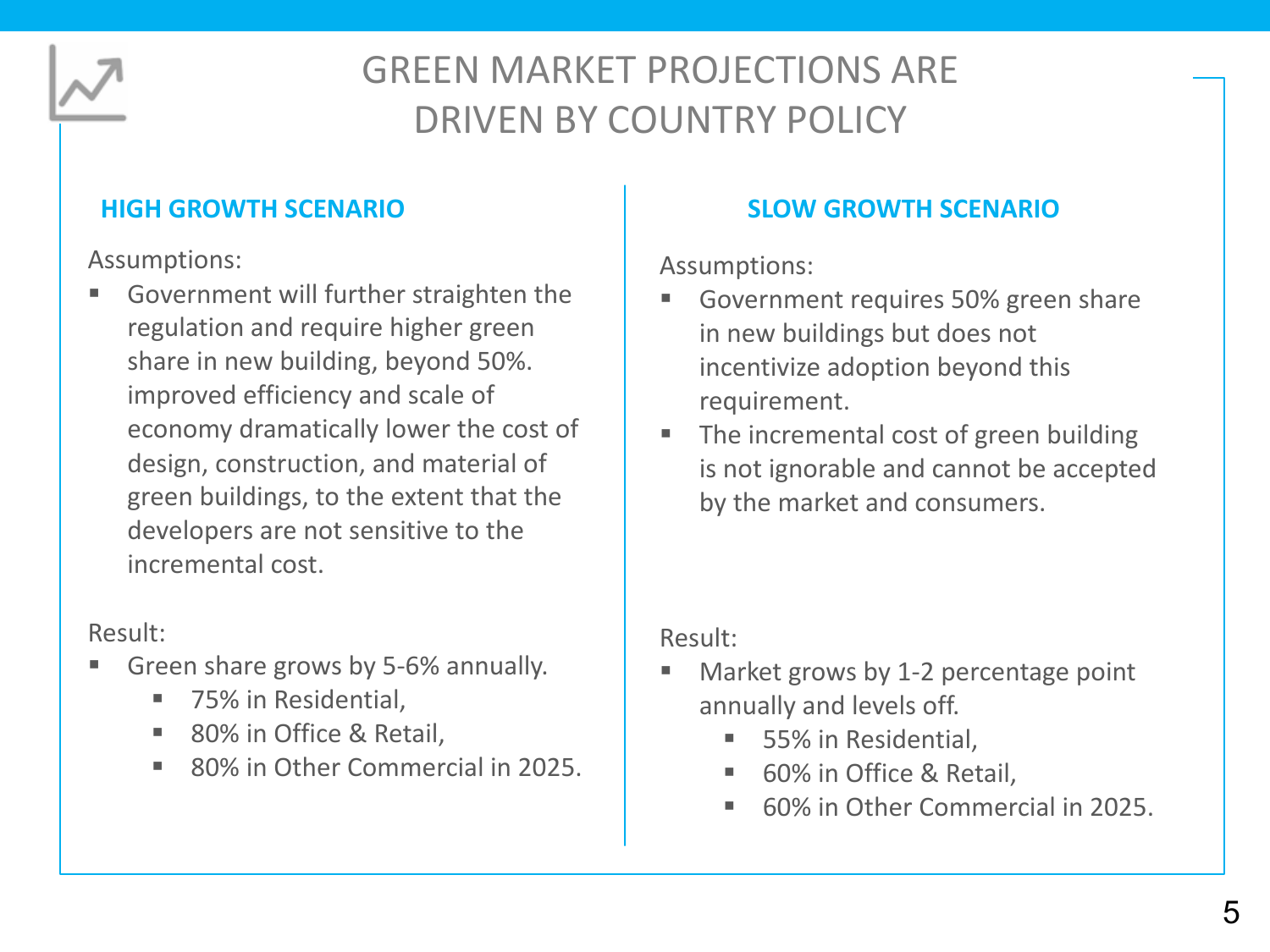# GREEN MARKET PROJECTIONS ARE DRIVEN BY COUNTRY POLICY

## HIGH GROWTH SCENARIO

Assumptions:

- Government will further straighten the regulation and require higher green share in new building, beyond 50%. improved efficiency and scale of economy dramatically lower the cost of design, construction, and material of green buildings, to the extent that the developers are not sensitive to the incremental cost.

Result:

- Green share grows by 5-6% annually.
  - 75% in Residential,
  - 80% in Office & Retail,
  - 80% in Other Commercial in 2025.

## SLOW GROWTH SCENARIO

Assumptions:

- Government requires 50% green share in new buildings but does not incentivize adoption beyond this requirement.
- The incremental cost of green building is not ignorable and cannot be accepted by the market and consumers.

Result:

- Market grows by 1-2 percentage point annually and levels off.
  - 55% in Residential,
  - 60% in Office & Retail,
  - 60% in Other Commercial in 2025.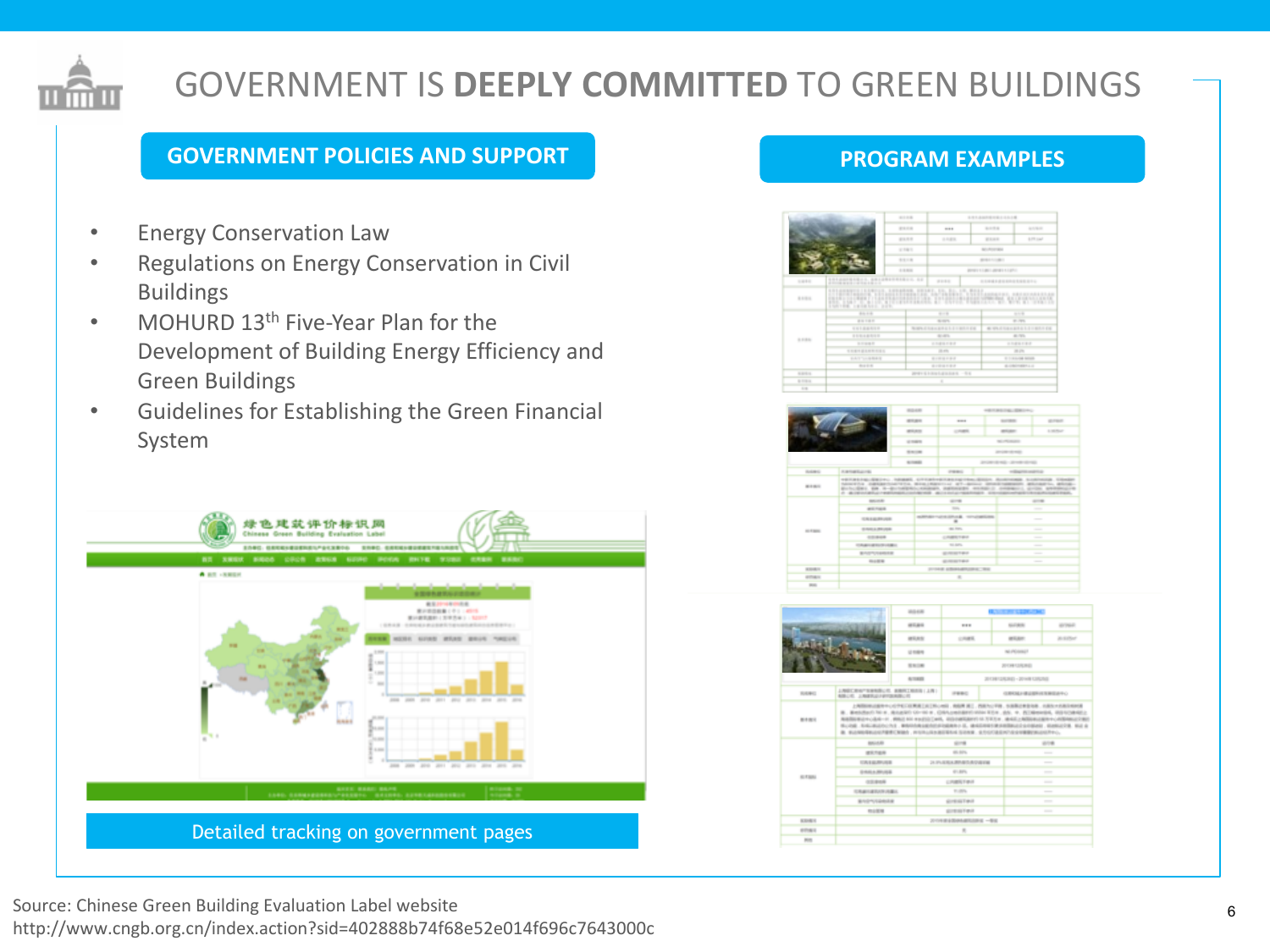# GOVERNMENT IS **DEEPLY COMMITTED** TO GREEN BUILDINGS

## GOVERNMENT POLICIES AND SUPPORT

- Energy Conservation Law
- Regulations on Energy Conservation in Civil Buildings
- MOHURD 13th Five-Year Plan for the Development of Building Energy Efficiency and Green Buildings
- Guidelines for Establishing the Green Financial System

Detailed tracking on government pages

## PROGRAM EXAMPLES

Source: Chinese Green Building Evaluation Label website
http://www.cngb.org.cn/index.action?sid=402888b74f68e52e014f696c7643000c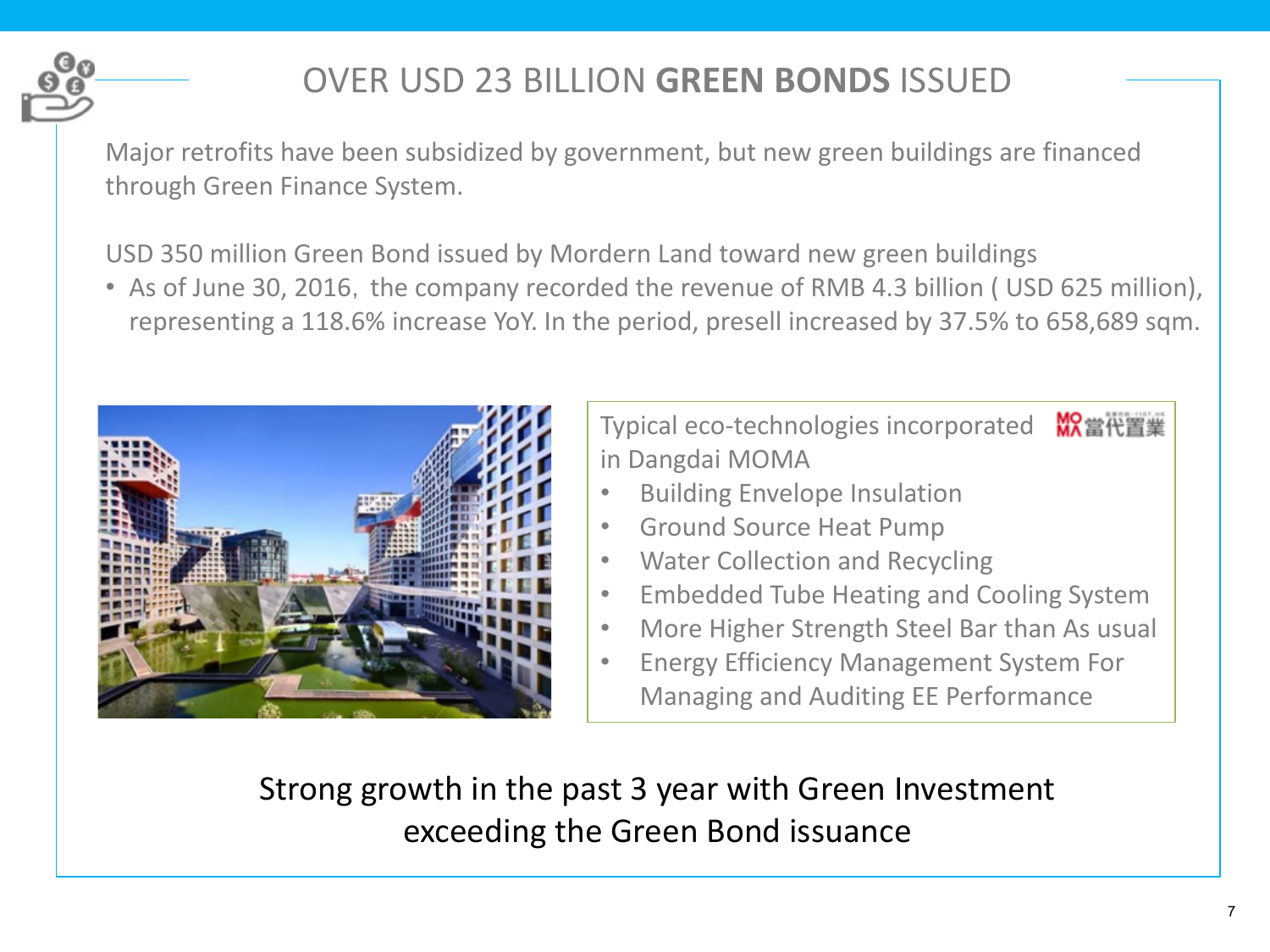# OVER USD 23 BILLION **GREEN BONDS** ISSUED

Major retrofits have been subsidized by government, but new green buildings are financed through Green Finance System.

USD 350 million Green Bond issued by Mordern Land toward new green buildings

- As of June 30, 2016, the company recorded the revenue of RMB 4.3 billion ( USD 625 million), representing a 118.6% increase YoY. In the period, presell increased by 37.5% to 658,689 sqm.

Typical eco-technologies incorporated in Dangdai MOMA

- Building Envelope Insulation
- Ground Source Heat Pump
- Water Collection and Recycling
- Embedded Tube Heating and Cooling System
- More Higher Strength Steel Bar than As usual
- Energy Efficiency Management System For Managing and Auditing EE Performance

Strong growth in the past 3 year with Green Investment exceeding the Green Bond issuance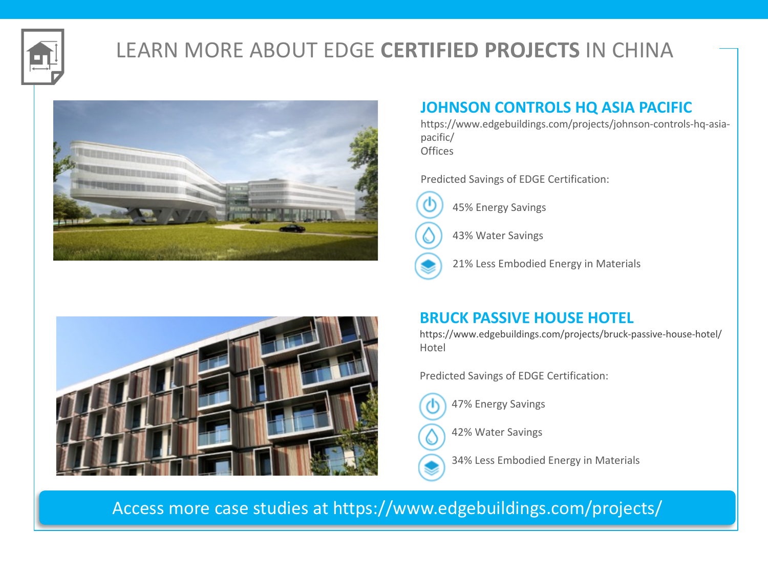# LEARN MORE ABOUT EDGE **CERTIFIED PROJECTS** IN CHINA

## JOHNSON CONTROLS HQ ASIA PACIFIC

https://www.edgebuildings.com/projects/johnson-controls-hq-asia-pacific/
Offices

Predicted Savings of EDGE Certification:

- 45% Energy Savings
- 43% Water Savings
- 21% Less Embodied Energy in Materials

## BRUCK PASSIVE HOUSE HOTEL

https://www.edgebuildings.com/projects/bruck-passive-house-hotel/
Hotel

Predicted Savings of EDGE Certification:

- 47% Energy Savings
- 42% Water Savings
- 34% Less Embodied Energy in Materials

Access more case studies at https://www.edgebuildings.com/projects/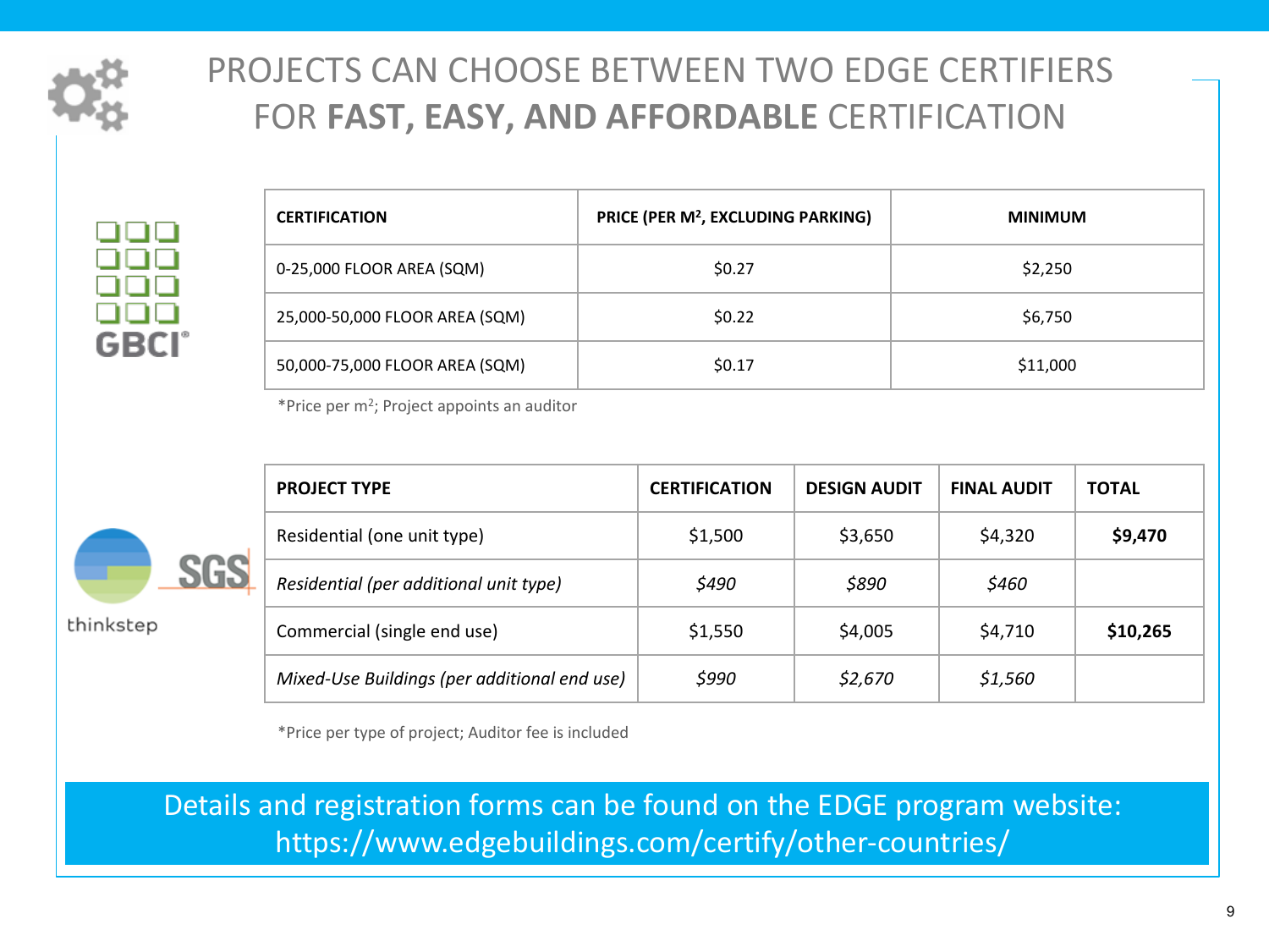# PROJECTS CAN CHOOSE BETWEEN TWO EDGE CERTIFIERS FOR **FAST, EASY, AND AFFORDABLE** CERTIFICATION

GBCI

| CERTIFICATION | PRICE (PER M², EXCLUDING PARKING) | MINIMUM |
| --- | --- | --- |
| 0-25,000 FLOOR AREA (SQM) | $0.27 | $2,250 |
| 25,000-50,000 FLOOR AREA (SQM) | $0.22 | $6,750 |
| 50,000-75,000 FLOOR AREA (SQM) | $0.17 | $11,000 |

*Price per m²; Project appoints an auditor

thinkstep SGS

| PROJECT TYPE | CERTIFICATION | DESIGN AUDIT | FINAL AUDIT | TOTAL |
| --- | --- | --- | --- | --- |
| Residential (one unit type) | $1,500 | $3,650 | $4,320 | **$9,470** |
| *Residential (per additional unit type)* | *$490* | *$890* | *$460* | |
| Commercial (single end use) | $1,550 | $4,005 | $4,710 | **$10,265** |
| *Mixed-Use Buildings (per additional end use)* | *$990* | *$2,670* | *$1,560* | |

*Price per type of project; Auditor fee is included

Details and registration forms can be found on the EDGE program website: https://www.edgebuildings.com/certify/other-countries/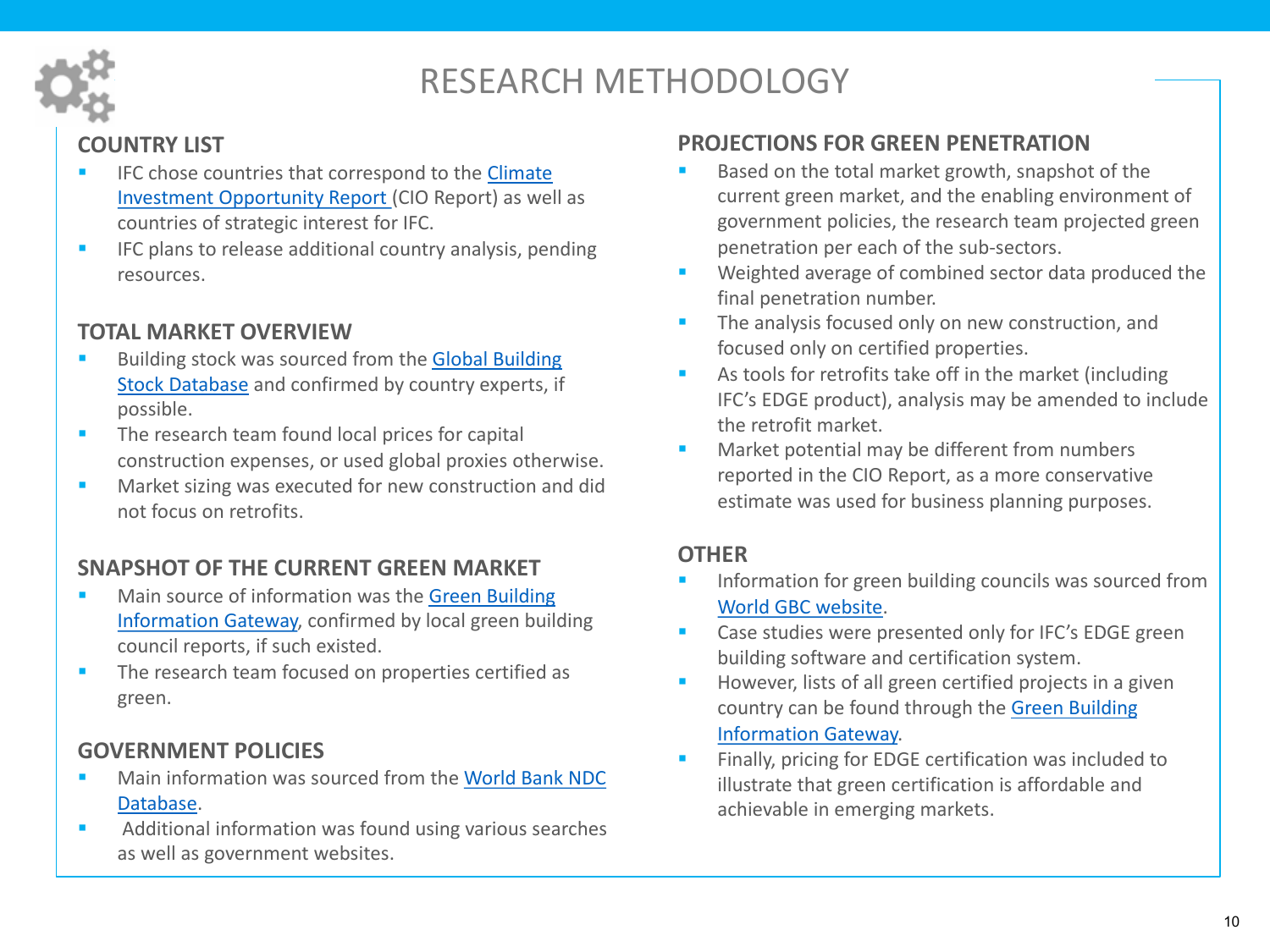# RESEARCH METHODOLOGY

## COUNTRY LIST

- IFC chose countries that correspond to the Climate Investment Opportunity Report (CIO Report) as well as countries of strategic interest for IFC.
- IFC plans to release additional country analysis, pending resources.

## TOTAL MARKET OVERVIEW

- Building stock was sourced from the Global Building Stock Database and confirmed by country experts, if possible.
- The research team found local prices for capital construction expenses, or used global proxies otherwise.
- Market sizing was executed for new construction and did not focus on retrofits.

## SNAPSHOT OF THE CURRENT GREEN MARKET

- Main source of information was the Green Building Information Gateway, confirmed by local green building council reports, if such existed.
- The research team focused on properties certified as green.

## GOVERNMENT POLICIES

- Main information was sourced from the World Bank NDC Database.
- Additional information was found using various searches as well as government websites.

## PROJECTIONS FOR GREEN PENETRATION

- Based on the total market growth, snapshot of the current green market, and the enabling environment of government policies, the research team projected green penetration per each of the sub-sectors.
- Weighted average of combined sector data produced the final penetration number.
- The analysis focused only on new construction, and focused only on certified properties.
- As tools for retrofits take off in the market (including IFC's EDGE product), analysis may be amended to include the retrofit market.
- Market potential may be different from numbers reported in the CIO Report, as a more conservative estimate was used for business planning purposes.

## OTHER

- Information for green building councils was sourced from World GBC website.
- Case studies were presented only for IFC's EDGE green building software and certification system.
- However, lists of all green certified projects in a given country can be found through the Green Building Information Gateway.
- Finally, pricing for EDGE certification was included to illustrate that green certification is affordable and achievable in emerging markets.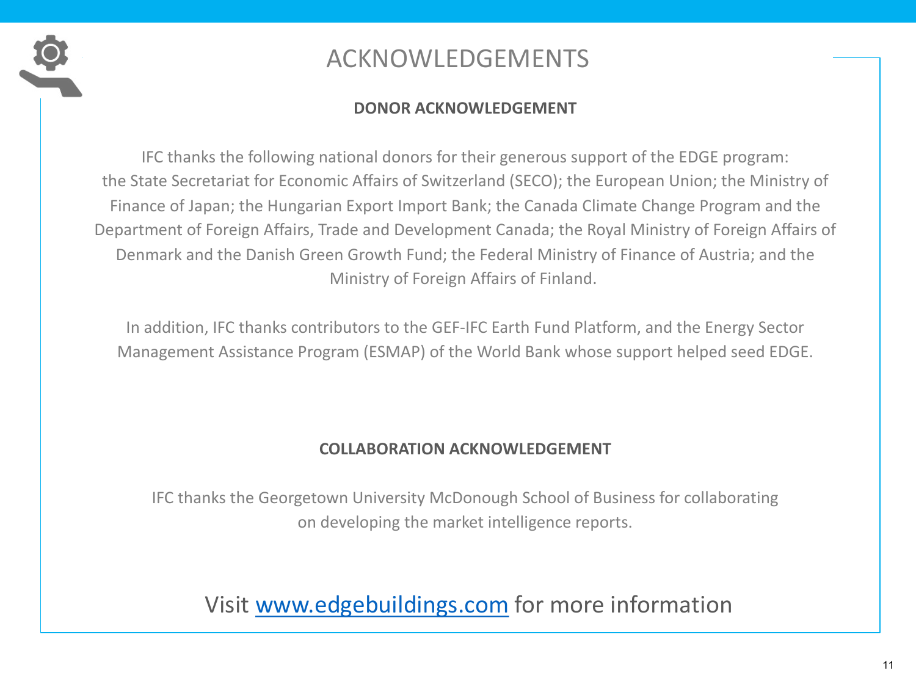# ACKNOWLEDGEMENTS

## DONOR ACKNOWLEDGEMENT

IFC thanks the following national donors for their generous support of the EDGE program: the State Secretariat for Economic Affairs of Switzerland (SECO); the European Union; the Ministry of Finance of Japan; the Hungarian Export Import Bank; the Canada Climate Change Program and the Department of Foreign Affairs, Trade and Development Canada; the Royal Ministry of Foreign Affairs of Denmark and the Danish Green Growth Fund; the Federal Ministry of Finance of Austria; and the Ministry of Foreign Affairs of Finland.

In addition, IFC thanks contributors to the GEF-IFC Earth Fund Platform, and the Energy Sector Management Assistance Program (ESMAP) of the World Bank whose support helped seed EDGE.

## COLLABORATION ACKNOWLEDGEMENT

IFC thanks the Georgetown University McDonough School of Business for collaborating on developing the market intelligence reports.

Visit [www.edgebuildings.com](http://www.edgebuildings.com) for more information